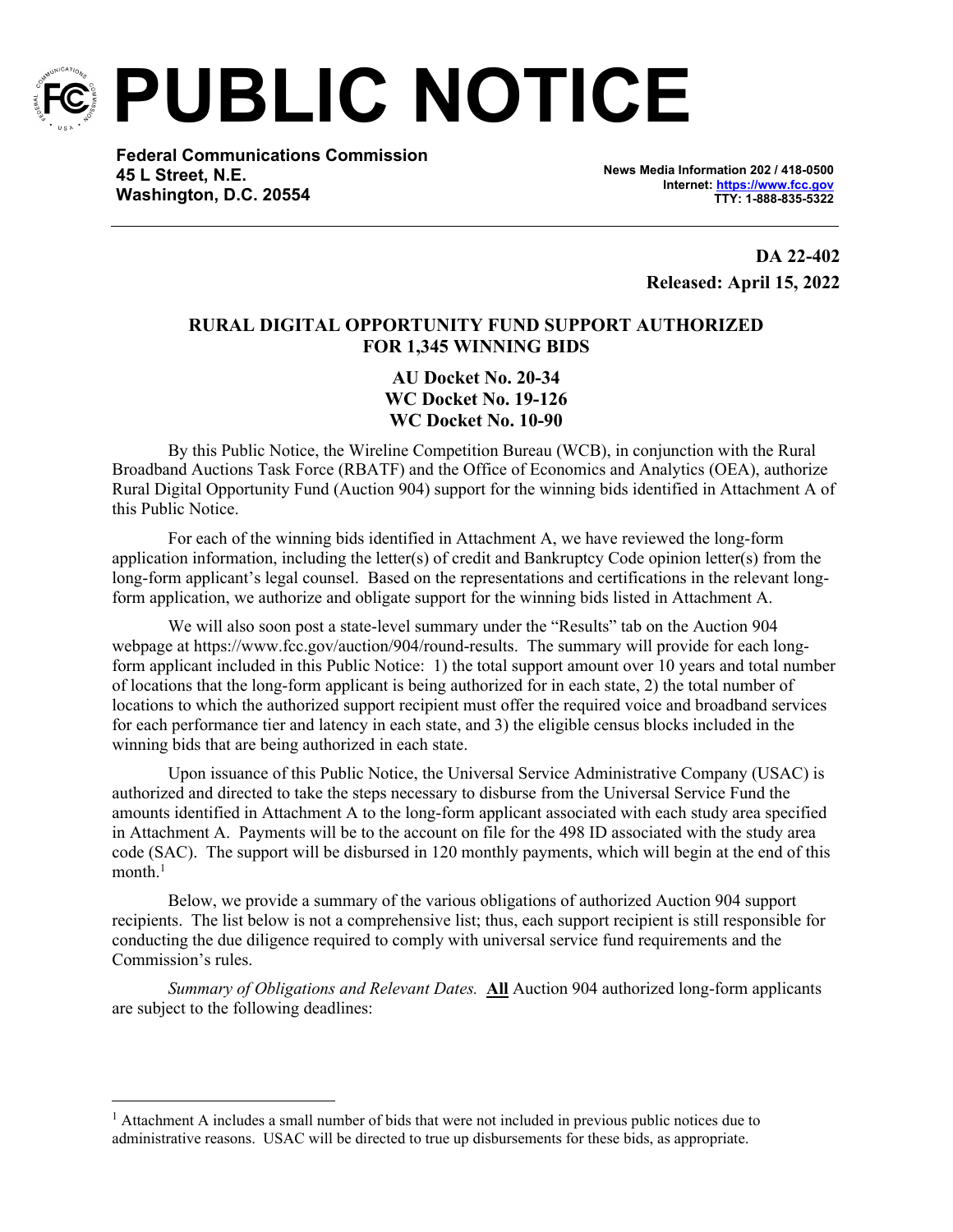# PUBLIC NOTICE

**Federal Communications Commission**
**45 L Street, N.E.**
**Washington, D.C. 20554**

**News Media Information 202 / 418-0500**
**Internet: https://www.fcc.gov**
**TTY: 1-888-835-5322**

**DA 22-402**
**Released: April 15, 2022**

## RURAL DIGITAL OPPORTUNITY FUND SUPPORT AUTHORIZED FOR 1,345 WINNING BIDS

**AU Docket No. 20-34**
**WC Docket No. 19-126**
**WC Docket No. 10-90**

By this Public Notice, the Wireline Competition Bureau (WCB), in conjunction with the Rural Broadband Auctions Task Force (RBATF) and the Office of Economics and Analytics (OEA), authorize Rural Digital Opportunity Fund (Auction 904) support for the winning bids identified in Attachment A of this Public Notice.

For each of the winning bids identified in Attachment A, we have reviewed the long-form application information, including the letter(s) of credit and Bankruptcy Code opinion letter(s) from the long-form applicant's legal counsel. Based on the representations and certifications in the relevant long-form application, we authorize and obligate support for the winning bids listed in Attachment A.

We will also soon post a state-level summary under the "Results" tab on the Auction 904 webpage at https://www.fcc.gov/auction/904/round-results. The summary will provide for each long-form applicant included in this Public Notice: 1) the total support amount over 10 years and total number of locations that the long-form applicant is being authorized for in each state, 2) the total number of locations to which the authorized support recipient must offer the required voice and broadband services for each performance tier and latency in each state, and 3) the eligible census blocks included in the winning bids that are being authorized in each state.

Upon issuance of this Public Notice, the Universal Service Administrative Company (USAC) is authorized and directed to take the steps necessary to disburse from the Universal Service Fund the amounts identified in Attachment A to the long-form applicant associated with each study area specified in Attachment A. Payments will be to the account on file for the 498 ID associated with the study area code (SAC). The support will be disbursed in 120 monthly payments, which will begin at the end of this month.[1]

Below, we provide a summary of the various obligations of authorized Auction 904 support recipients. The list below is not a comprehensive list; thus, each support recipient is still responsible for conducting the due diligence required to comply with universal service fund requirements and the Commission's rules.

*Summary of Obligations and Relevant Dates.* **All** Auction 904 authorized long-form applicants are subject to the following deadlines:

---

[1] Attachment A includes a small number of bids that were not included in previous public notices due to administrative reasons. USAC will be directed to true up disbursements for these bids, as appropriate.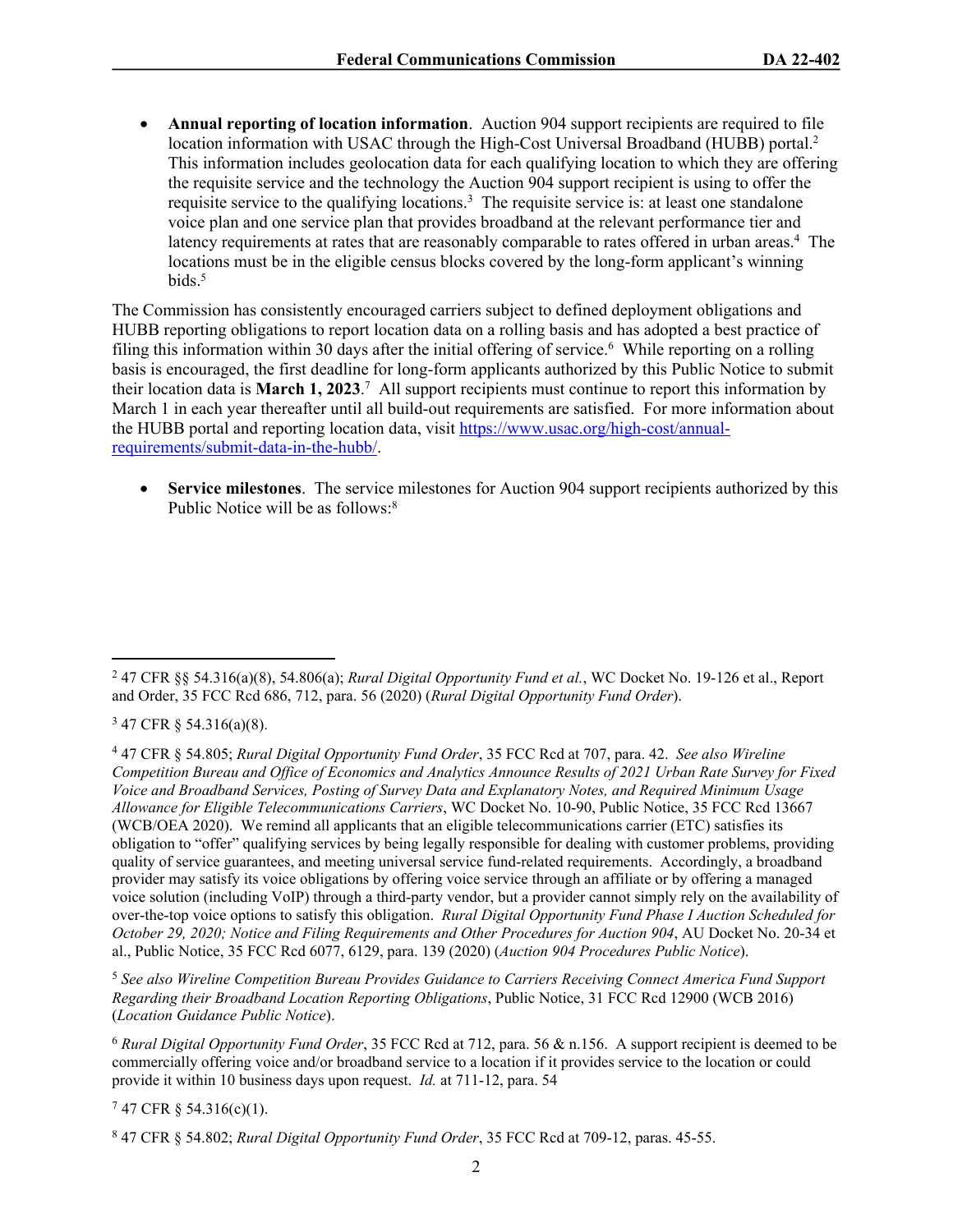- **Annual reporting of location information**. Auction 904 support recipients are required to file location information with USAC through the High-Cost Universal Broadband (HUBB) portal.[2] This information includes geolocation data for each qualifying location to which they are offering the requisite service and the technology the Auction 904 support recipient is using to offer the requisite service to the qualifying locations.[3] The requisite service is: at least one standalone voice plan and one service plan that provides broadband at the relevant performance tier and latency requirements at rates that are reasonably comparable to rates offered in urban areas.[4] The locations must be in the eligible census blocks covered by the long-form applicant's winning bids.[5]

The Commission has consistently encouraged carriers subject to defined deployment obligations and HUBB reporting obligations to report location data on a rolling basis and has adopted a best practice of filing this information within 30 days after the initial offering of service.[6] While reporting on a rolling basis is encouraged, the first deadline for long-form applicants authorized by this Public Notice to submit their location data is **March 1, 2023**.[7] All support recipients must continue to report this information by March 1 in each year thereafter until all build-out requirements are satisfied. For more information about the HUBB portal and reporting location data, visit [https://www.usac.org/high-cost/annual-requirements/submit-data-in-the-hubb/](https://www.usac.org/high-cost/annual-requirements/submit-data-in-the-hubb/).

- **Service milestones**. The service milestones for Auction 904 support recipients authorized by this Public Notice will be as follows:[8]

---

[2] 47 CFR §§ 54.316(a)(8), 54.806(a); *Rural Digital Opportunity Fund et al.*, WC Docket No. 19-126 et al., Report and Order, 35 FCC Rcd 686, 712, para. 56 (2020) (*Rural Digital Opportunity Fund Order*).

[3] 47 CFR § 54.316(a)(8).

[4] 47 CFR § 54.805; *Rural Digital Opportunity Fund Order*, 35 FCC Rcd at 707, para. 42. *See also Wireline Competition Bureau and Office of Economics and Analytics Announce Results of 2021 Urban Rate Survey for Fixed Voice and Broadband Services, Posting of Survey Data and Explanatory Notes, and Required Minimum Usage Allowance for Eligible Telecommunications Carriers*, WC Docket No. 10-90, Public Notice, 35 FCC Rcd 13667 (WCB/OEA 2020). We remind all applicants that an eligible telecommunications carrier (ETC) satisfies its obligation to "offer" qualifying services by being legally responsible for dealing with customer problems, providing quality of service guarantees, and meeting universal service fund-related requirements. Accordingly, a broadband provider may satisfy its voice obligations by offering voice service through an affiliate or by offering a managed voice solution (including VoIP) through a third-party vendor, but a provider cannot simply rely on the availability of over-the-top voice options to satisfy this obligation. *Rural Digital Opportunity Fund Phase I Auction Scheduled for October 29, 2020; Notice and Filing Requirements and Other Procedures for Auction 904*, AU Docket No. 20-34 et al., Public Notice, 35 FCC Rcd 6077, 6129, para. 139 (2020) (*Auction 904 Procedures Public Notice*).

[5] *See also Wireline Competition Bureau Provides Guidance to Carriers Receiving Connect America Fund Support Regarding their Broadband Location Reporting Obligations*, Public Notice, 31 FCC Rcd 12900 (WCB 2016) (*Location Guidance Public Notice*).

[6] *Rural Digital Opportunity Fund Order*, 35 FCC Rcd at 712, para. 56 & n.156. A support recipient is deemed to be commercially offering voice and/or broadband service to a location if it provides service to the location or could provide it within 10 business days upon request. *Id.* at 711-12, para. 54

[7] 47 CFR § 54.316(c)(1).

[8] 47 CFR § 54.802; *Rural Digital Opportunity Fund Order*, 35 FCC Rcd at 709-12, paras. 45-55.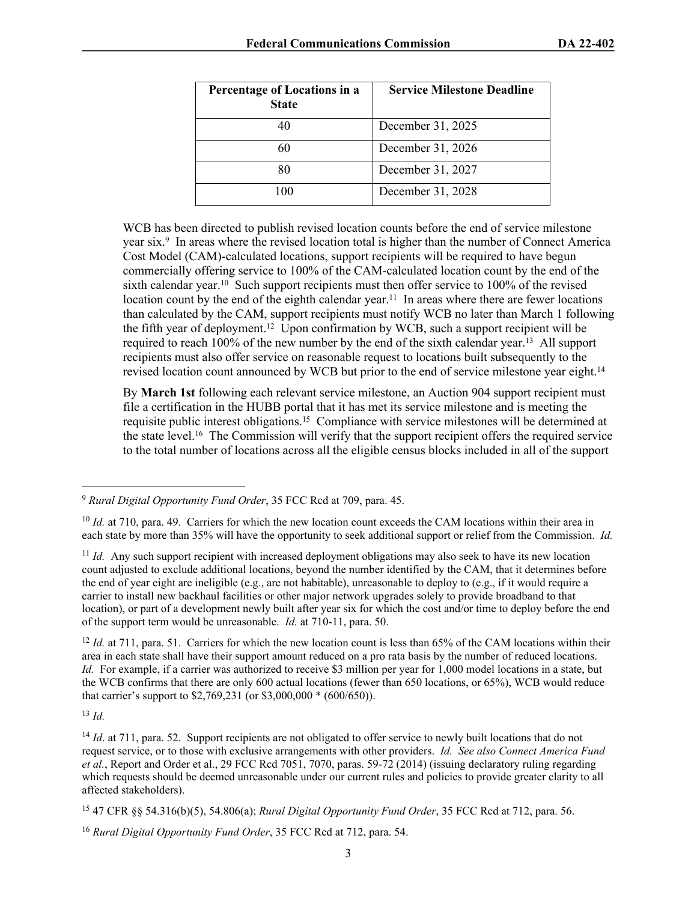| Percentage of Locations in a State | Service Milestone Deadline |
|---|---|
| 40 | December 31, 2025 |
| 60 | December 31, 2026 |
| 80 | December 31, 2027 |
| 100 | December 31, 2028 |

WCB has been directed to publish revised location counts before the end of service milestone year six.[9] In areas where the revised location total is higher than the number of Connect America Cost Model (CAM)-calculated locations, support recipients will be required to have begun commercially offering service to 100% of the CAM-calculated location count by the end of the sixth calendar year.[10] Such support recipients must then offer service to 100% of the revised location count by the end of the eighth calendar year.[11] In areas where there are fewer locations than calculated by the CAM, support recipients must notify WCB no later than March 1 following the fifth year of deployment.[12] Upon confirmation by WCB, such a support recipient will be required to reach 100% of the new number by the end of the sixth calendar year.[13] All support recipients must also offer service on reasonable request to locations built subsequently to the revised location count announced by WCB but prior to the end of service milestone year eight.[14]

By **March 1st** following each relevant service milestone, an Auction 904 support recipient must file a certification in the HUBB portal that it has met its service milestone and is meeting the requisite public interest obligations.[15] Compliance with service milestones will be determined at the state level.[16] The Commission will verify that the support recipient offers the required service to the total number of locations across all the eligible census blocks included in all of the support

---

[9] *Rural Digital Opportunity Fund Order*, 35 FCC Rcd at 709, para. 45.

[10] *Id.* at 710, para. 49. Carriers for which the new location count exceeds the CAM locations within their area in each state by more than 35% will have the opportunity to seek additional support or relief from the Commission. *Id.*

[11] *Id.* Any such support recipient with increased deployment obligations may also seek to have its new location count adjusted to exclude additional locations, beyond the number identified by the CAM, that it determines before the end of year eight are ineligible (e.g., are not habitable), unreasonable to deploy to (e.g., if it would require a carrier to install new backhaul facilities or other major network upgrades solely to provide broadband to that location), or part of a development newly built after year six for which the cost and/or time to deploy before the end of the support term would be unreasonable. *Id.* at 710-11, para. 50.

[12] *Id.* at 711, para. 51. Carriers for which the new location count is less than 65% of the CAM locations within their area in each state shall have their support amount reduced on a pro rata basis by the number of reduced locations. *Id.* For example, if a carrier was authorized to receive $3 million per year for 1,000 model locations in a state, but the WCB confirms that there are only 600 actual locations (fewer than 650 locations, or 65%), WCB would reduce that carrier's support to $2,769,231 (or $3,000,000 * (600/650)).

[13] *Id.*

[14] *Id*. at 711, para. 52. Support recipients are not obligated to offer service to newly built locations that do not request service, or to those with exclusive arrangements with other providers. *Id. See also Connect America Fund et al.*, Report and Order et al., 29 FCC Rcd 7051, 7070, paras. 59-72 (2014) (issuing declaratory ruling regarding which requests should be deemed unreasonable under our current rules and policies to provide greater clarity to all affected stakeholders).

[15] 47 CFR §§ 54.316(b)(5), 54.806(a); *Rural Digital Opportunity Fund Order*, 35 FCC Rcd at 712, para. 56.

[16] *Rural Digital Opportunity Fund Order*, 35 FCC Rcd at 712, para. 54.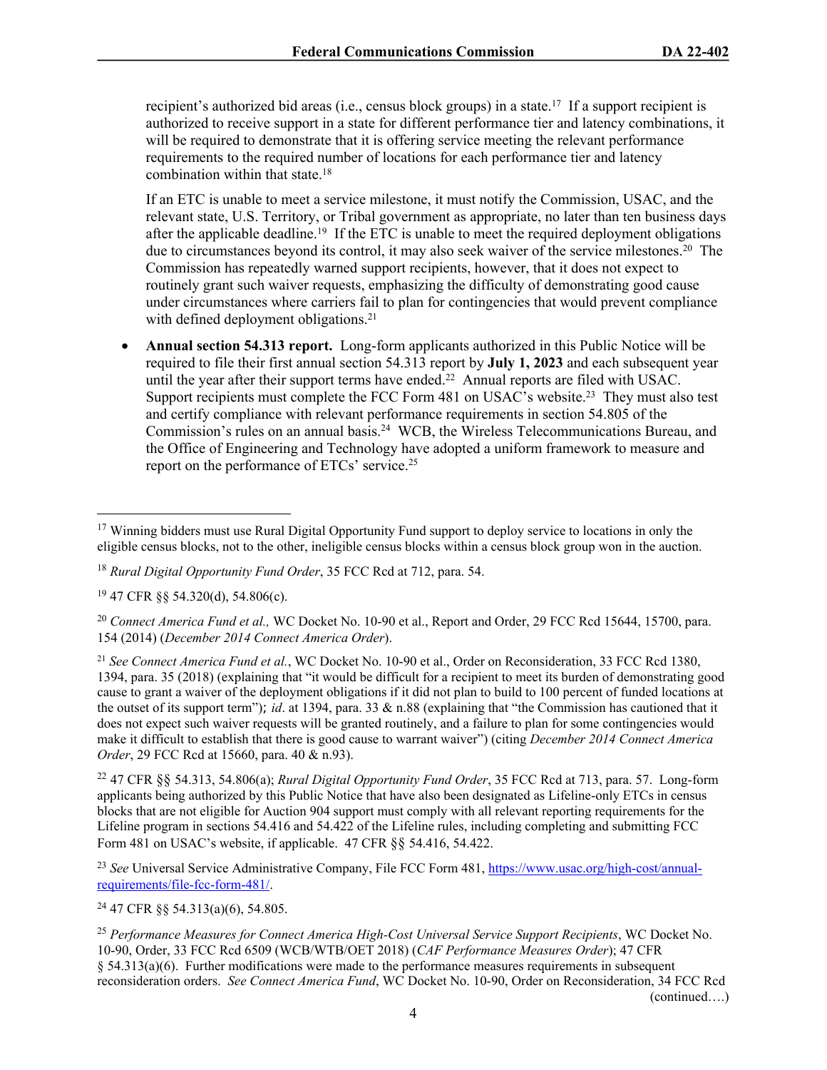recipient's authorized bid areas (i.e., census block groups) in a state.[17] If a support recipient is authorized to receive support in a state for different performance tier and latency combinations, it will be required to demonstrate that it is offering service meeting the relevant performance requirements to the required number of locations for each performance tier and latency combination within that state.[18]

If an ETC is unable to meet a service milestone, it must notify the Commission, USAC, and the relevant state, U.S. Territory, or Tribal government as appropriate, no later than ten business days after the applicable deadline.[19] If the ETC is unable to meet the required deployment obligations due to circumstances beyond its control, it may also seek waiver of the service milestones.[20] The Commission has repeatedly warned support recipients, however, that it does not expect to routinely grant such waiver requests, emphasizing the difficulty of demonstrating good cause under circumstances where carriers fail to plan for contingencies that would prevent compliance with defined deployment obligations.[21]

- **Annual section 54.313 report.** Long-form applicants authorized in this Public Notice will be required to file their first annual section 54.313 report by **July 1, 2023** and each subsequent year until the year after their support terms have ended.[22] Annual reports are filed with USAC. Support recipients must complete the FCC Form 481 on USAC's website.[23] They must also test and certify compliance with relevant performance requirements in section 54.805 of the Commission's rules on an annual basis.[24] WCB, the Wireless Telecommunications Bureau, and the Office of Engineering and Technology have adopted a uniform framework to measure and report on the performance of ETCs' service.[25]

---

[17] Winning bidders must use Rural Digital Opportunity Fund support to deploy service to locations in only the eligible census blocks, not to the other, ineligible census blocks within a census block group won in the auction.

[18] *Rural Digital Opportunity Fund Order*, 35 FCC Rcd at 712, para. 54.

[19] 47 CFR §§ 54.320(d), 54.806(c).

[20] *Connect America Fund et al.,* WC Docket No. 10-90 et al., Report and Order, 29 FCC Rcd 15644, 15700, para. 154 (2014) (*December 2014 Connect America Order*).

[21] *See Connect America Fund et al.*, WC Docket No. 10-90 et al., Order on Reconsideration, 33 FCC Rcd 1380, 1394, para. 35 (2018) (explaining that "it would be difficult for a recipient to meet its burden of demonstrating good cause to grant a waiver of the deployment obligations if it did not plan to build to 100 percent of funded locations at the outset of its support term"); *id*. at 1394, para. 33 & n.88 (explaining that "the Commission has cautioned that it does not expect such waiver requests will be granted routinely, and a failure to plan for some contingencies would make it difficult to establish that there is good cause to warrant waiver") (citing *December 2014 Connect America Order*, 29 FCC Rcd at 15660, para. 40 & n.93).

[22] 47 CFR §§ 54.313, 54.806(a); *Rural Digital Opportunity Fund Order*, 35 FCC Rcd at 713, para. 57. Long-form applicants being authorized by this Public Notice that have also been designated as Lifeline-only ETCs in census blocks that are not eligible for Auction 904 support must comply with all relevant reporting requirements for the Lifeline program in sections 54.416 and 54.422 of the Lifeline rules, including completing and submitting FCC Form 481 on USAC's website, if applicable. 47 CFR §§ 54.416, 54.422.

[23] *See* Universal Service Administrative Company, File FCC Form 481, https://www.usac.org/high-cost/annual-requirements/file-fcc-form-481/.

[24] 47 CFR §§ 54.313(a)(6), 54.805.

[25] *Performance Measures for Connect America High-Cost Universal Service Support Recipients*, WC Docket No. 10-90, Order, 33 FCC Rcd 6509 (WCB/WTB/OET 2018) (*CAF Performance Measures Order*); 47 CFR § 54.313(a)(6). Further modifications were made to the performance measures requirements in subsequent reconsideration orders. *See Connect America Fund*, WC Docket No. 10-90, Order on Reconsideration, 34 FCC Rcd (continued….)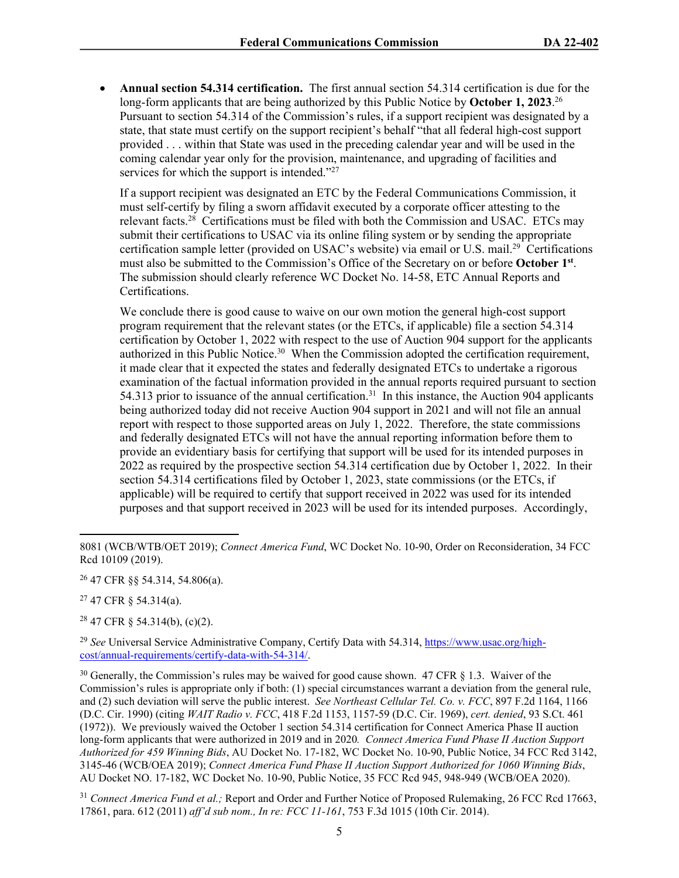- **Annual section 54.314 certification.** The first annual section 54.314 certification is due for the long-form applicants that are being authorized by this Public Notice by **October 1, 2023**.[26] Pursuant to section 54.314 of the Commission's rules, if a support recipient was designated by a state, that state must certify on the support recipient's behalf "that all federal high-cost support provided . . . within that State was used in the preceding calendar year and will be used in the coming calendar year only for the provision, maintenance, and upgrading of facilities and services for which the support is intended."[27]

  If a support recipient was designated an ETC by the Federal Communications Commission, it must self-certify by filing a sworn affidavit executed by a corporate officer attesting to the relevant facts.[28] Certifications must be filed with both the Commission and USAC. ETCs may submit their certifications to USAC via its online filing system or by sending the appropriate certification sample letter (provided on USAC's website) via email or U.S. mail.[29] Certifications must also be submitted to the Commission's Office of the Secretary on or before **October 1st**. The submission should clearly reference WC Docket No. 14-58, ETC Annual Reports and Certifications.

  We conclude there is good cause to waive on our own motion the general high-cost support program requirement that the relevant states (or the ETCs, if applicable) file a section 54.314 certification by October 1, 2022 with respect to the use of Auction 904 support for the applicants authorized in this Public Notice.[30] When the Commission adopted the certification requirement, it made clear that it expected the states and federally designated ETCs to undertake a rigorous examination of the factual information provided in the annual reports required pursuant to section 54.313 prior to issuance of the annual certification.[31] In this instance, the Auction 904 applicants being authorized today did not receive Auction 904 support in 2021 and will not file an annual report with respect to those supported areas on July 1, 2022. Therefore, the state commissions and federally designated ETCs will not have the annual reporting information before them to provide an evidentiary basis for certifying that support will be used for its intended purposes in 2022 as required by the prospective section 54.314 certification due by October 1, 2022. In their section 54.314 certifications filed by October 1, 2023, state commissions (or the ETCs, if applicable) will be required to certify that support received in 2022 was used for its intended purposes and that support received in 2023 will be used for its intended purposes. Accordingly,

---

8081 (WCB/WTB/OET 2019); *Connect America Fund*, WC Docket No. 10-90, Order on Reconsideration, 34 FCC Rcd 10109 (2019).

[26] 47 CFR §§ 54.314, 54.806(a).

[27] 47 CFR § 54.314(a).

[28] 47 CFR § 54.314(b), (c)(2).

[29] *See* Universal Service Administrative Company, Certify Data with 54.314, https://www.usac.org/high-cost/annual-requirements/certify-data-with-54-314/.

[30] Generally, the Commission's rules may be waived for good cause shown. 47 CFR § 1.3. Waiver of the Commission's rules is appropriate only if both: (1) special circumstances warrant a deviation from the general rule, and (2) such deviation will serve the public interest. *See Northeast Cellular Tel. Co. v. FCC*, 897 F.2d 1164, 1166 (D.C. Cir. 1990) (citing *WAIT Radio v. FCC*, 418 F.2d 1153, 1157-59 (D.C. Cir. 1969), *cert. denied*, 93 S.Ct. 461 (1972)). We previously waived the October 1 section 54.314 certification for Connect America Phase II auction long-form applicants that were authorized in 2019 and in 2020*. Connect America Fund Phase II Auction Support Authorized for 459 Winning Bids*, AU Docket No. 17-182, WC Docket No. 10-90, Public Notice, 34 FCC Rcd 3142, 3145-46 (WCB/OEA 2019); *Connect America Fund Phase II Auction Support Authorized for 1060 Winning Bids*, AU Docket NO. 17-182, WC Docket No. 10-90, Public Notice, 35 FCC Rcd 945, 948-949 (WCB/OEA 2020).

[31] *Connect America Fund et al.;* Report and Order and Further Notice of Proposed Rulemaking, 26 FCC Rcd 17663, 17861, para. 612 (2011) *aff'd sub nom., In re: FCC 11-161*, 753 F.3d 1015 (10th Cir. 2014).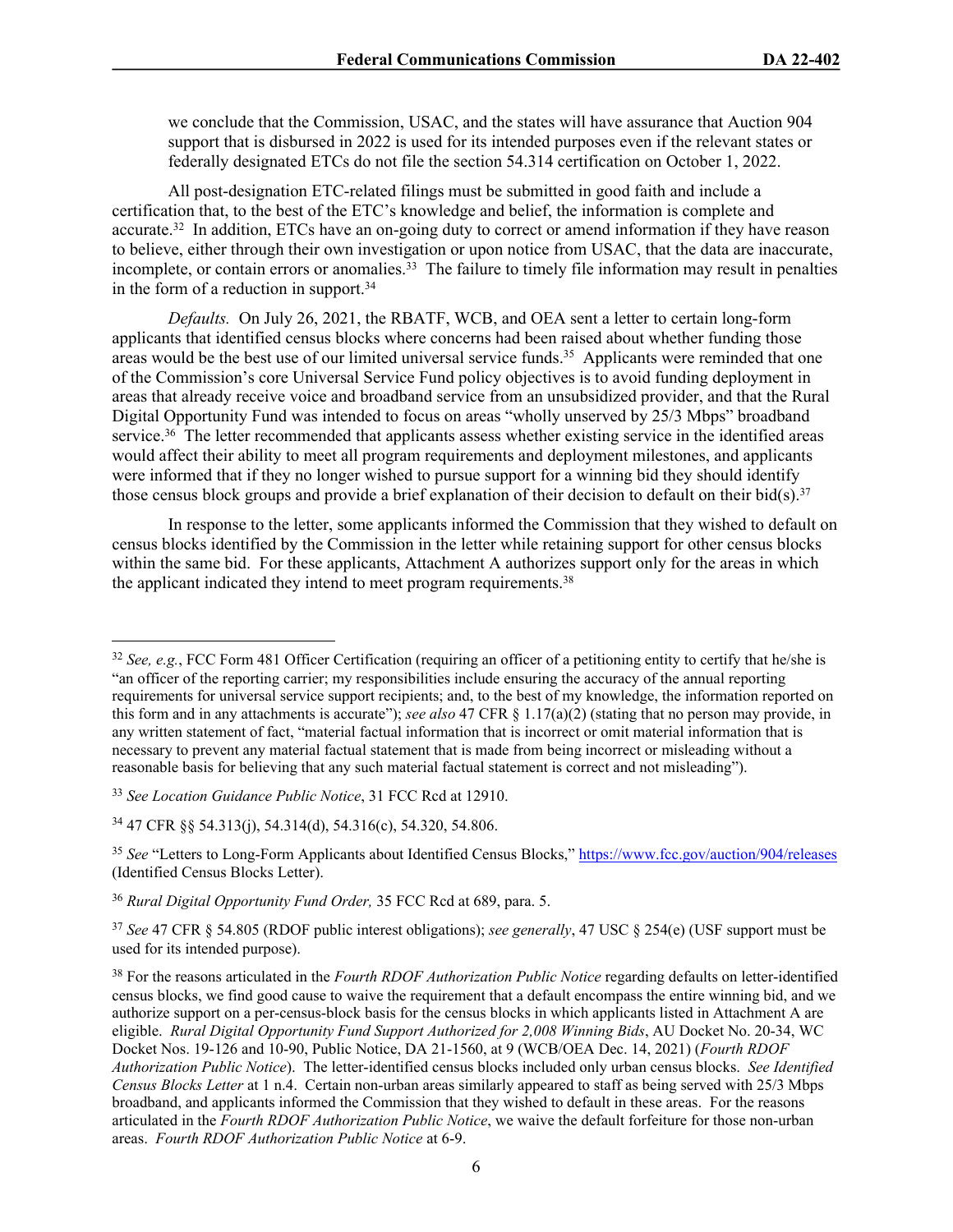we conclude that the Commission, USAC, and the states will have assurance that Auction 904 support that is disbursed in 2022 is used for its intended purposes even if the relevant states or federally designated ETCs do not file the section 54.314 certification on October 1, 2022.

All post-designation ETC-related filings must be submitted in good faith and include a certification that, to the best of the ETC's knowledge and belief, the information is complete and accurate.[32] In addition, ETCs have an on-going duty to correct or amend information if they have reason to believe, either through their own investigation or upon notice from USAC, that the data are inaccurate, incomplete, or contain errors or anomalies.[33] The failure to timely file information may result in penalties in the form of a reduction in support.[34]

*Defaults.* On July 26, 2021, the RBATF, WCB, and OEA sent a letter to certain long-form applicants that identified census blocks where concerns had been raised about whether funding those areas would be the best use of our limited universal service funds.[35] Applicants were reminded that one of the Commission's core Universal Service Fund policy objectives is to avoid funding deployment in areas that already receive voice and broadband service from an unsubsidized provider, and that the Rural Digital Opportunity Fund was intended to focus on areas "wholly unserved by 25/3 Mbps" broadband service.[36] The letter recommended that applicants assess whether existing service in the identified areas would affect their ability to meet all program requirements and deployment milestones, and applicants were informed that if they no longer wished to pursue support for a winning bid they should identify those census block groups and provide a brief explanation of their decision to default on their bid(s).[37]

In response to the letter, some applicants informed the Commission that they wished to default on census blocks identified by the Commission in the letter while retaining support for other census blocks within the same bid. For these applicants, Attachment A authorizes support only for the areas in which the applicant indicated they intend to meet program requirements.[38]

---

[32] *See, e.g.*, FCC Form 481 Officer Certification (requiring an officer of a petitioning entity to certify that he/she is "an officer of the reporting carrier; my responsibilities include ensuring the accuracy of the annual reporting requirements for universal service support recipients; and, to the best of my knowledge, the information reported on this form and in any attachments is accurate"); *see also* 47 CFR § 1.17(a)(2) (stating that no person may provide, in any written statement of fact, "material factual information that is incorrect or omit material information that is necessary to prevent any material factual statement that is made from being incorrect or misleading without a reasonable basis for believing that any such material factual statement is correct and not misleading").

[33] *See Location Guidance Public Notice*, 31 FCC Rcd at 12910.

[34] 47 CFR §§ 54.313(j), 54.314(d), 54.316(c), 54.320, 54.806.

[35] *See* "Letters to Long-Form Applicants about Identified Census Blocks," https://www.fcc.gov/auction/904/releases (Identified Census Blocks Letter).

[36] *Rural Digital Opportunity Fund Order,* 35 FCC Rcd at 689, para. 5.

[37] *See* 47 CFR § 54.805 (RDOF public interest obligations); *see generally*, 47 USC § 254(e) (USF support must be used for its intended purpose).

[38] For the reasons articulated in the *Fourth RDOF Authorization Public Notice* regarding defaults on letter-identified census blocks, we find good cause to waive the requirement that a default encompass the entire winning bid, and we authorize support on a per-census-block basis for the census blocks in which applicants listed in Attachment A are eligible. *Rural Digital Opportunity Fund Support Authorized for 2,008 Winning Bids*, AU Docket No. 20-34, WC Docket Nos. 19-126 and 10-90, Public Notice, DA 21-1560, at 9 (WCB/OEA Dec. 14, 2021) (*Fourth RDOF Authorization Public Notice*). The letter-identified census blocks included only urban census blocks. *See Identified Census Blocks Letter* at 1 n.4. Certain non-urban areas similarly appeared to staff as being served with 25/3 Mbps broadband, and applicants informed the Commission that they wished to default in these areas. For the reasons articulated in the *Fourth RDOF Authorization Public Notice*, we waive the default forfeiture for those non-urban areas. *Fourth RDOF Authorization Public Notice* at 6-9.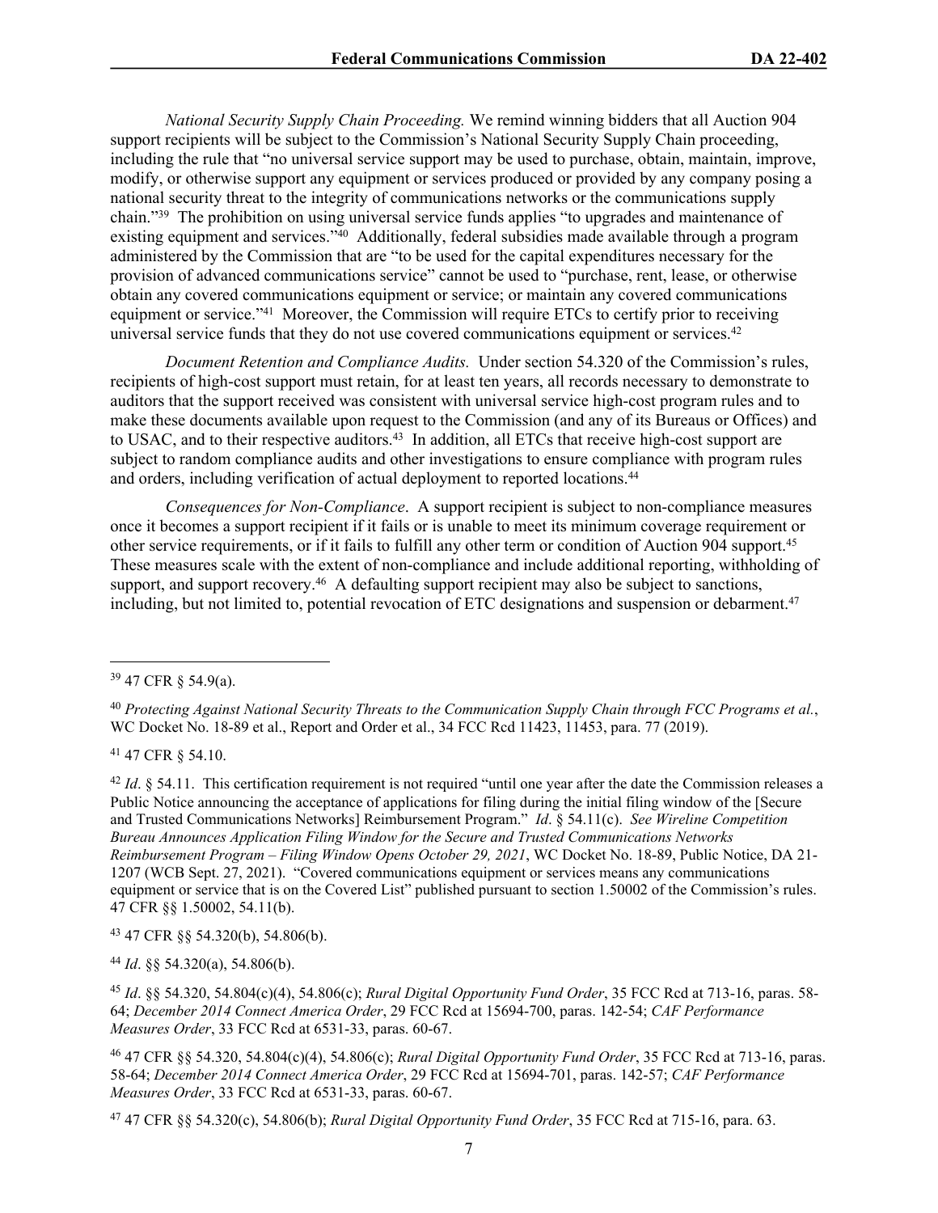*National Security Supply Chain Proceeding.* We remind winning bidders that all Auction 904 support recipients will be subject to the Commission's National Security Supply Chain proceeding, including the rule that "no universal service support may be used to purchase, obtain, maintain, improve, modify, or otherwise support any equipment or services produced or provided by any company posing a national security threat to the integrity of communications networks or the communications supply chain."[39] The prohibition on using universal service funds applies "to upgrades and maintenance of existing equipment and services."[40] Additionally, federal subsidies made available through a program administered by the Commission that are "to be used for the capital expenditures necessary for the provision of advanced communications service" cannot be used to "purchase, rent, lease, or otherwise obtain any covered communications equipment or service; or maintain any covered communications equipment or service."[41] Moreover, the Commission will require ETCs to certify prior to receiving universal service funds that they do not use covered communications equipment or services.[42]

*Document Retention and Compliance Audits.* Under section 54.320 of the Commission's rules, recipients of high-cost support must retain, for at least ten years, all records necessary to demonstrate to auditors that the support received was consistent with universal service high-cost program rules and to make these documents available upon request to the Commission (and any of its Bureaus or Offices) and to USAC, and to their respective auditors.[43] In addition, all ETCs that receive high-cost support are subject to random compliance audits and other investigations to ensure compliance with program rules and orders, including verification of actual deployment to reported locations.[44]

*Consequences for Non-Compliance*. A support recipient is subject to non-compliance measures once it becomes a support recipient if it fails or is unable to meet its minimum coverage requirement or other service requirements, or if it fails to fulfill any other term or condition of Auction 904 support.[45] These measures scale with the extent of non-compliance and include additional reporting, withholding of support, and support recovery.[46] A defaulting support recipient may also be subject to sanctions, including, but not limited to, potential revocation of ETC designations and suspension or debarment.[47]

---

[39] 47 CFR § 54.9(a).

[40] *Protecting Against National Security Threats to the Communication Supply Chain through FCC Programs et al.*, WC Docket No. 18-89 et al., Report and Order et al., 34 FCC Rcd 11423, 11453, para. 77 (2019).

[41] 47 CFR § 54.10.

[42] *Id*. § 54.11. This certification requirement is not required "until one year after the date the Commission releases a Public Notice announcing the acceptance of applications for filing during the initial filing window of the [Secure and Trusted Communications Networks] Reimbursement Program." *Id*. § 54.11(c). *See Wireline Competition Bureau Announces Application Filing Window for the Secure and Trusted Communications Networks Reimbursement Program – Filing Window Opens October 29, 2021*, WC Docket No. 18-89, Public Notice, DA 21-1207 (WCB Sept. 27, 2021). "Covered communications equipment or services means any communications equipment or service that is on the Covered List" published pursuant to section 1.50002 of the Commission's rules. 47 CFR §§ 1.50002, 54.11(b).

[43] 47 CFR §§ 54.320(b), 54.806(b).

[44] *Id*. §§ 54.320(a), 54.806(b).

[45] *Id*. §§ 54.320, 54.804(c)(4), 54.806(c); *Rural Digital Opportunity Fund Order*, 35 FCC Rcd at 713-16, paras. 58-64; *December 2014 Connect America Order*, 29 FCC Rcd at 15694-700, paras. 142-54; *CAF Performance Measures Order*, 33 FCC Rcd at 6531-33, paras. 60-67.

[46] 47 CFR §§ 54.320, 54.804(c)(4), 54.806(c); *Rural Digital Opportunity Fund Order*, 35 FCC Rcd at 713-16, paras. 58-64; *December 2014 Connect America Order*, 29 FCC Rcd at 15694-701, paras. 142-57; *CAF Performance Measures Order*, 33 FCC Rcd at 6531-33, paras. 60-67.

[47] 47 CFR §§ 54.320(c), 54.806(b); *Rural Digital Opportunity Fund Order*, 35 FCC Rcd at 715-16, para. 63.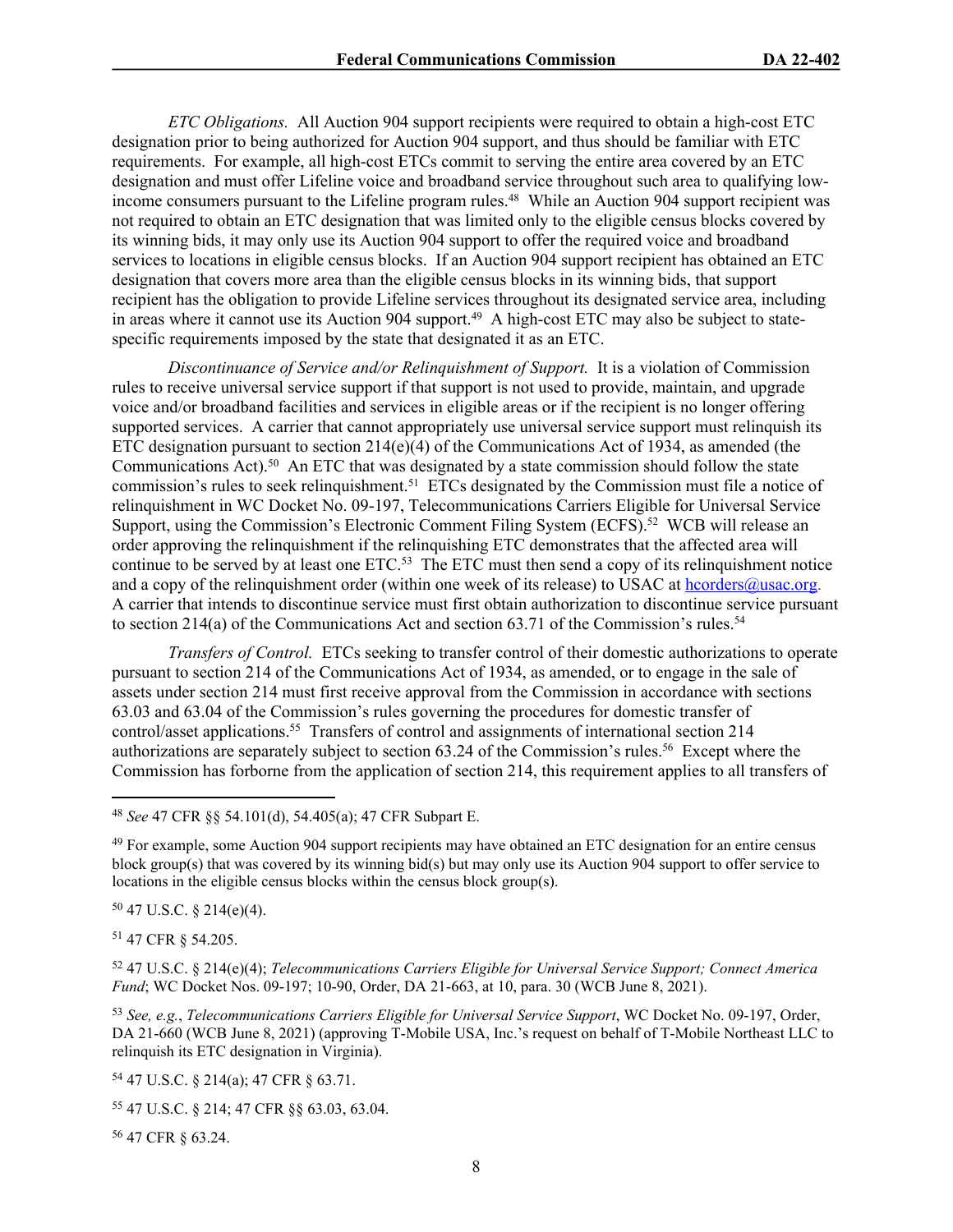*ETC Obligations.* All Auction 904 support recipients were required to obtain a high-cost ETC designation prior to being authorized for Auction 904 support, and thus should be familiar with ETC requirements. For example, all high-cost ETCs commit to serving the entire area covered by an ETC designation and must offer Lifeline voice and broadband service throughout such area to qualifying low-income consumers pursuant to the Lifeline program rules.[48] While an Auction 904 support recipient was not required to obtain an ETC designation that was limited only to the eligible census blocks covered by its winning bids, it may only use its Auction 904 support to offer the required voice and broadband services to locations in eligible census blocks. If an Auction 904 support recipient has obtained an ETC designation that covers more area than the eligible census blocks in its winning bids, that support recipient has the obligation to provide Lifeline services throughout its designated service area, including in areas where it cannot use its Auction 904 support.[49] A high-cost ETC may also be subject to state-specific requirements imposed by the state that designated it as an ETC.

*Discontinuance of Service and/or Relinquishment of Support.* It is a violation of Commission rules to receive universal service support if that support is not used to provide, maintain, and upgrade voice and/or broadband facilities and services in eligible areas or if the recipient is no longer offering supported services. A carrier that cannot appropriately use universal service support must relinquish its ETC designation pursuant to section 214(e)(4) of the Communications Act of 1934, as amended (the Communications Act).[50] An ETC that was designated by a state commission should follow the state commission's rules to seek relinquishment.[51] ETCs designated by the Commission must file a notice of relinquishment in WC Docket No. 09-197, Telecommunications Carriers Eligible for Universal Service Support, using the Commission's Electronic Comment Filing System (ECFS).[52] WCB will release an order approving the relinquishment if the relinquishing ETC demonstrates that the affected area will continue to be served by at least one ETC.[53] The ETC must then send a copy of its relinquishment notice and a copy of the relinquishment order (within one week of its release) to USAC at hcorders@usac.org. A carrier that intends to discontinue service must first obtain authorization to discontinue service pursuant to section 214(a) of the Communications Act and section 63.71 of the Commission's rules.[54]

*Transfers of Control.* ETCs seeking to transfer control of their domestic authorizations to operate pursuant to section 214 of the Communications Act of 1934, as amended, or to engage in the sale of assets under section 214 must first receive approval from the Commission in accordance with sections 63.03 and 63.04 of the Commission's rules governing the procedures for domestic transfer of control/asset applications.[55] Transfers of control and assignments of international section 214 authorizations are separately subject to section 63.24 of the Commission's rules.[56] Except where the Commission has forborne from the application of section 214, this requirement applies to all transfers of

---

[48] *See* 47 CFR §§ 54.101(d), 54.405(a); 47 CFR Subpart E.

[49] For example, some Auction 904 support recipients may have obtained an ETC designation for an entire census block group(s) that was covered by its winning bid(s) but may only use its Auction 904 support to offer service to locations in the eligible census blocks within the census block group(s).

[50] 47 U.S.C. § 214(e)(4).

[51] 47 CFR § 54.205.

[52] 47 U.S.C. § 214(e)(4); *Telecommunications Carriers Eligible for Universal Service Support; Connect America Fund*; WC Docket Nos. 09-197; 10-90, Order, DA 21-663, at 10, para. 30 (WCB June 8, 2021).

[53] *See, e.g.*, *Telecommunications Carriers Eligible for Universal Service Support*, WC Docket No. 09-197, Order, DA 21-660 (WCB June 8, 2021) (approving T-Mobile USA, Inc.'s request on behalf of T-Mobile Northeast LLC to relinquish its ETC designation in Virginia).

[54] 47 U.S.C. § 214(a); 47 CFR § 63.71.

[55] 47 U.S.C. § 214; 47 CFR §§ 63.03, 63.04.

[56] 47 CFR § 63.24.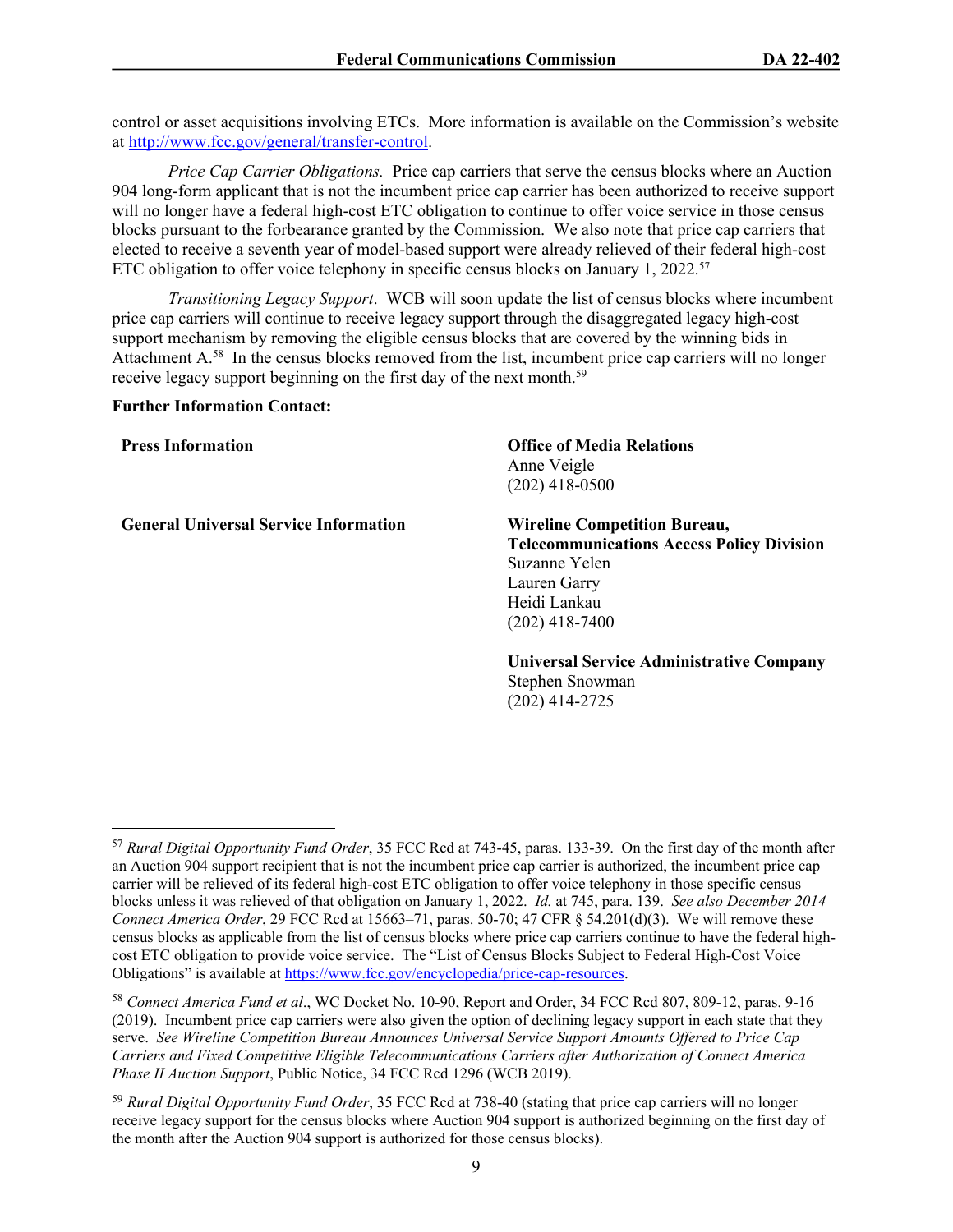control or asset acquisitions involving ETCs. More information is available on the Commission's website at http://www.fcc.gov/general/transfer-control.

*Price Cap Carrier Obligations.* Price cap carriers that serve the census blocks where an Auction 904 long-form applicant that is not the incumbent price cap carrier has been authorized to receive support will no longer have a federal high-cost ETC obligation to continue to offer voice service in those census blocks pursuant to the forbearance granted by the Commission. We also note that price cap carriers that elected to receive a seventh year of model-based support were already relieved of their federal high-cost ETC obligation to offer voice telephony in specific census blocks on January 1, 2022.[57]

*Transitioning Legacy Support*. WCB will soon update the list of census blocks where incumbent price cap carriers will continue to receive legacy support through the disaggregated legacy high-cost support mechanism by removing the eligible census blocks that are covered by the winning bids in Attachment A.[58] In the census blocks removed from the list, incumbent price cap carriers will no longer receive legacy support beginning on the first day of the next month.[59]

**Further Information Contact:**

| | |
|---|---|
| **Press Information** | **Office of Media Relations**<br>Anne Veigle<br>(202) 418-0500 |
| **General Universal Service Information** | **Wireline Competition Bureau, Telecommunications Access Policy Division**<br>Suzanne Yelen<br>Lauren Garry<br>Heidi Lankau<br>(202) 418-7400 |
| | **Universal Service Administrative Company**<br>Stephen Snowman<br>(202) 414-2725 |

---

[57] *Rural Digital Opportunity Fund Order*, 35 FCC Rcd at 743-45, paras. 133-39. On the first day of the month after an Auction 904 support recipient that is not the incumbent price cap carrier is authorized, the incumbent price cap carrier will be relieved of its federal high-cost ETC obligation to offer voice telephony in those specific census blocks unless it was relieved of that obligation on January 1, 2022. *Id.* at 745, para. 139. *See also December 2014 Connect America Order*, 29 FCC Rcd at 15663–71, paras. 50-70; 47 CFR § 54.201(d)(3). We will remove these census blocks as applicable from the list of census blocks where price cap carriers continue to have the federal high-cost ETC obligation to provide voice service. The "List of Census Blocks Subject to Federal High-Cost Voice Obligations" is available at https://www.fcc.gov/encyclopedia/price-cap-resources.

[58] *Connect America Fund et al*., WC Docket No. 10-90, Report and Order, 34 FCC Rcd 807, 809-12, paras. 9-16 (2019). Incumbent price cap carriers were also given the option of declining legacy support in each state that they serve. *See Wireline Competition Bureau Announces Universal Service Support Amounts Offered to Price Cap Carriers and Fixed Competitive Eligible Telecommunications Carriers after Authorization of Connect America Phase II Auction Support*, Public Notice, 34 FCC Rcd 1296 (WCB 2019).

[59] *Rural Digital Opportunity Fund Order*, 35 FCC Rcd at 738-40 (stating that price cap carriers will no longer receive legacy support for the census blocks where Auction 904 support is authorized beginning on the first day of the month after the Auction 904 support is authorized for those census blocks).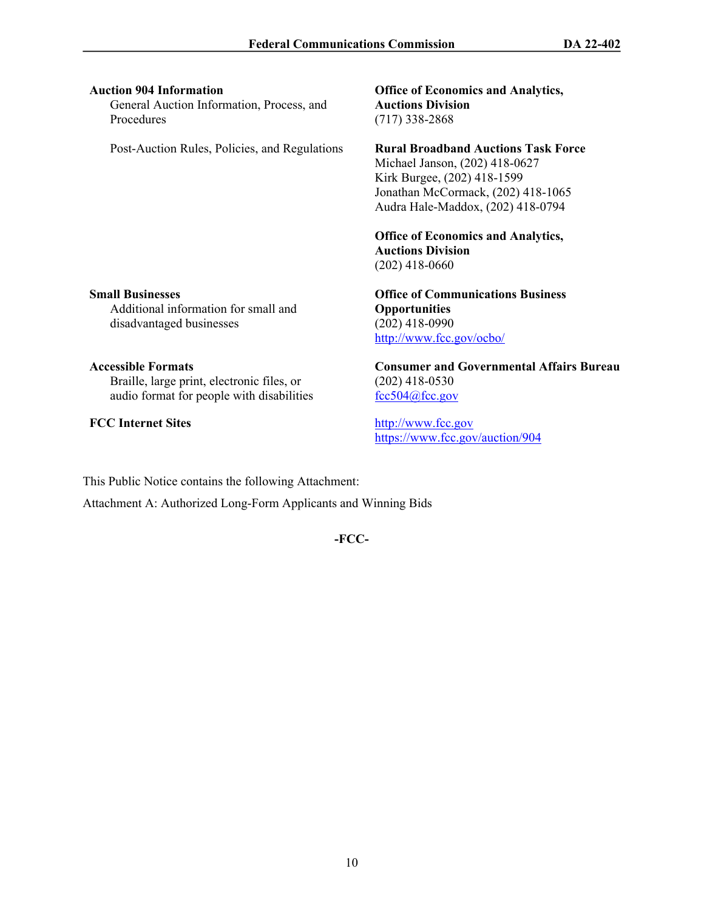| | |
|---|---|
| **Auction 904 Information** | |
| General Auction Information, Process, and Procedures | **Office of Economics and Analytics, Auctions Division**<br>(717) 338-2868 |
| Post-Auction Rules, Policies, and Regulations | **Rural Broadband Auctions Task Force**<br>Michael Janson, (202) 418-0627<br>Kirk Burgee, (202) 418-1599<br>Jonathan McCormack, (202) 418-1065<br>Audra Hale-Maddox, (202) 418-0794 |
| | **Office of Economics and Analytics, Auctions Division**<br>(202) 418-0660 |
| **Small Businesses**<br>Additional information for small and disadvantaged businesses | **Office of Communications Business Opportunities**<br>(202) 418-0990<br>http://www.fcc.gov/ocbo/ |
| **Accessible Formats**<br>Braille, large print, electronic files, or audio format for people with disabilities | **Consumer and Governmental Affairs Bureau**<br>(202) 418-0530<br>fcc504@fcc.gov |
| **FCC Internet Sites** | http://www.fcc.gov<br>https://www.fcc.gov/auction/904 |

This Public Notice contains the following Attachment:

Attachment A: Authorized Long-Form Applicants and Winning Bids

**-FCC-**